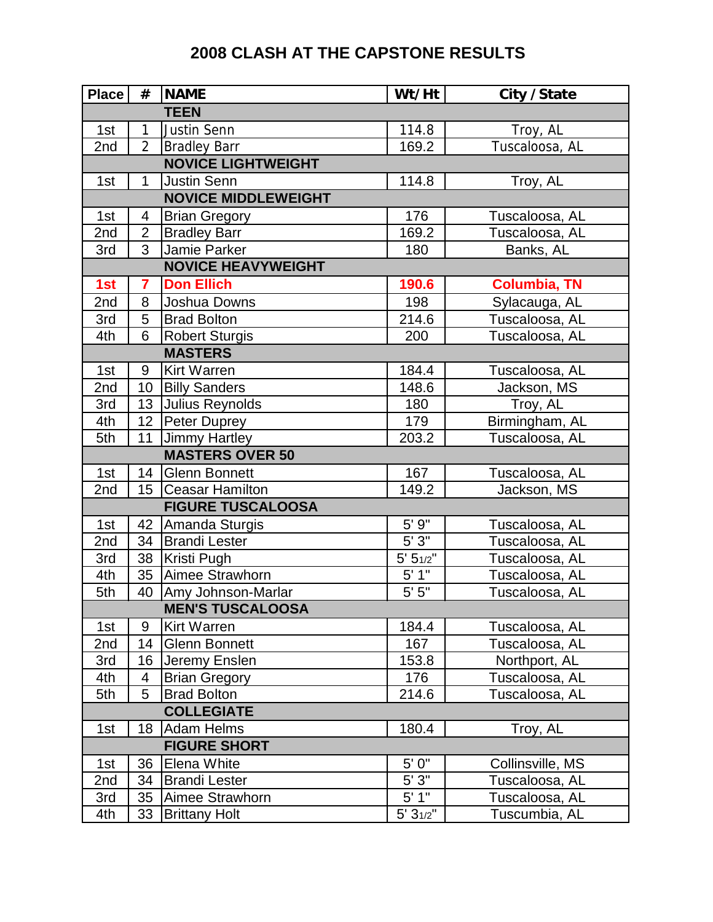# 2008 CLASH AT THE CAPSTONE RESULTS

| Place | # | NAME | Wt/Ht | City / State |
|---|---|---|---|---|
| | | **TEEN** | | |
| 1st | 1 | Justin Senn | 114.8 | Troy, AL |
| 2nd | 2 | Bradley Barr | 169.2 | Tuscaloosa, AL |
| | | **NOVICE LIGHTWEIGHT** | | |
| 1st | 1 | Justin Senn | 114.8 | Troy, AL |
| | | **NOVICE MIDDLEWEIGHT** | | |
| 1st | 4 | Brian Gregory | 176 | Tuscaloosa, AL |
| 2nd | 2 | Bradley Barr | 169.2 | Tuscaloosa, AL |
| 3rd | 3 | Jamie Parker | 180 | Banks, AL |
| | | **NOVICE HEAVYWEIGHT** | | |
| **1st** | **7** | **Don Ellich** | **190.6** | **Columbia, TN** |
| 2nd | 8 | Joshua Downs | 198 | Sylacauga, AL |
| 3rd | 5 | Brad Bolton | 214.6 | Tuscaloosa, AL |
| 4th | 6 | Robert Sturgis | 200 | Tuscaloosa, AL |
| | | **MASTERS** | | |
| 1st | 9 | Kirt Warren | 184.4 | Tuscaloosa, AL |
| 2nd | 10 | Billy Sanders | 148.6 | Jackson, MS |
| 3rd | 13 | Julius Reynolds | 180 | Troy, AL |
| 4th | 12 | Peter Duprey | 179 | Birmingham, AL |
| 5th | 11 | Jimmy Hartley | 203.2 | Tuscaloosa, AL |
| | | **MASTERS OVER 50** | | |
| 1st | 14 | Glenn Bonnett | 167 | Tuscaloosa, AL |
| 2nd | 15 | Ceasar Hamilton | 149.2 | Jackson, MS |
| | | **FIGURE TUSCALOOSA** | | |
| 1st | 42 | Amanda Sturgis | 5' 9" | Tuscaloosa, AL |
| 2nd | 34 | Brandi Lester | 5' 3" | Tuscaloosa, AL |
| 3rd | 38 | Kristi Pugh | 5' 5 1/2" | Tuscaloosa, AL |
| 4th | 35 | Aimee Strawhorn | 5' 1" | Tuscaloosa, AL |
| 5th | 40 | Amy Johnson-Marlar | 5' 5" | Tuscaloosa, AL |
| | | **MEN'S TUSCALOOSA** | | |
| 1st | 9 | Kirt Warren | 184.4 | Tuscaloosa, AL |
| 2nd | 14 | Glenn Bonnett | 167 | Tuscaloosa, AL |
| 3rd | 16 | Jeremy Enslen | 153.8 | Northport, AL |
| 4th | 4 | Brian Gregory | 176 | Tuscaloosa, AL |
| 5th | 5 | Brad Bolton | 214.6 | Tuscaloosa, AL |
| | | **COLLEGIATE** | | |
| 1st | 18 | Adam Helms | 180.4 | Troy, AL |
| | | **FIGURE SHORT** | | |
| 1st | 36 | Elena White | 5' 0" | Collinsville, MS |
| 2nd | 34 | Brandi Lester | 5' 3" | Tuscaloosa, AL |
| 3rd | 35 | Aimee Strawhorn | 5' 1" | Tuscaloosa, AL |
| 4th | 33 | Brittany Holt | 5' 3 1/2" | Tuscumbia, AL |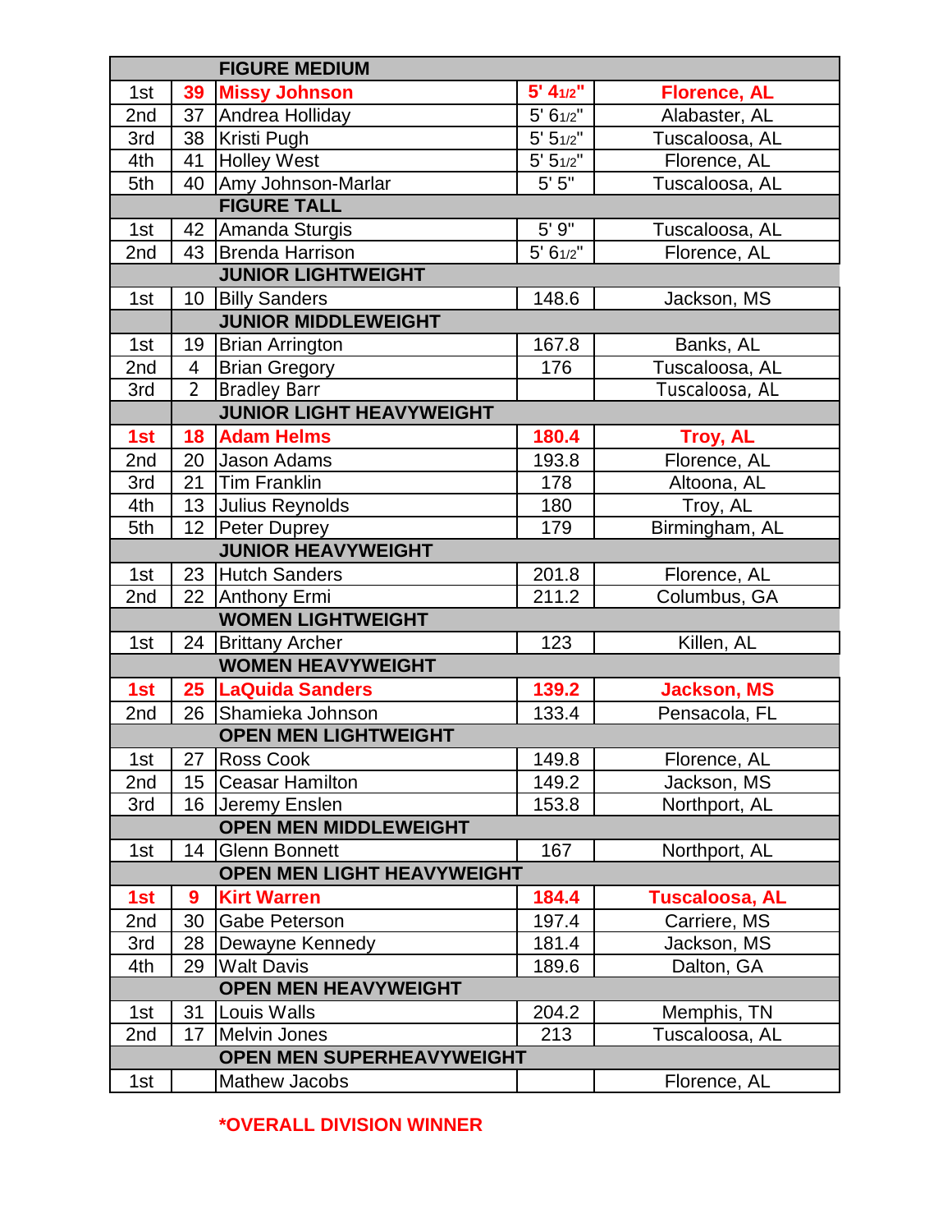| Place | No. | Name | Height/Weight | Hometown |
|---|---|---|---|---|
| | | **FIGURE MEDIUM** | | |
| 1st | 39 | Missy Johnson | 5' 4 1/2" | Florence, AL |
| 2nd | 37 | Andrea Holliday | 5' 6 1/2" | Alabaster, AL |
| 3rd | 38 | Kristi Pugh | 5' 5 1/2" | Tuscaloosa, AL |
| 4th | 41 | Holley West | 5' 5 1/2" | Florence, AL |
| 5th | 40 | Amy Johnson-Marlar | 5' 5" | Tuscaloosa, AL |
| | | **FIGURE TALL** | | |
| 1st | 42 | Amanda Sturgis | 5' 9" | Tuscaloosa, AL |
| 2nd | 43 | Brenda Harrison | 5' 6 1/2" | Florence, AL |
| | | **JUNIOR LIGHTWEIGHT** | | |
| 1st | 10 | Billy Sanders | 148.6 | Jackson, MS |
| | | **JUNIOR MIDDLEWEIGHT** | | |
| 1st | 19 | Brian Arrington | 167.8 | Banks, AL |
| 2nd | 4 | Brian Gregory | 176 | Tuscaloosa, AL |
| 3rd | 2 | Bradley Barr | | Tuscaloosa, AL |
| | | **JUNIOR LIGHT HEAVYWEIGHT** | | |
| 1st | 18 | Adam Helms | 180.4 | Troy, AL |
| 2nd | 20 | Jason Adams | 193.8 | Florence, AL |
| 3rd | 21 | Tim Franklin | 178 | Altoona, AL |
| 4th | 13 | Julius Reynolds | 180 | Troy, AL |
| 5th | 12 | Peter Duprey | 179 | Birmingham, AL |
| | | **JUNIOR HEAVYWEIGHT** | | |
| 1st | 23 | Hutch Sanders | 201.8 | Florence, AL |
| 2nd | 22 | Anthony Ermi | 211.2 | Columbus, GA |
| | | **WOMEN LIGHTWEIGHT** | | |
| 1st | 24 | Brittany Archer | 123 | Killen, AL |
| | | **WOMEN HEAVYWEIGHT** | | |
| 1st | 25 | LaQuida Sanders | 139.2 | Jackson, MS |
| 2nd | 26 | Shamieka Johnson | 133.4 | Pensacola, FL |
| | | **OPEN MEN LIGHTWEIGHT** | | |
| 1st | 27 | Ross Cook | 149.8 | Florence, AL |
| 2nd | 15 | Ceasar Hamilton | 149.2 | Jackson, MS |
| 3rd | 16 | Jeremy Enslen | 153.8 | Northport, AL |
| | | **OPEN MEN MIDDLEWEIGHT** | | |
| 1st | 14 | Glenn Bonnett | 167 | Northport, AL |
| | | **OPEN MEN LIGHT HEAVYWEIGHT** | | |
| 1st | 9 | Kirt Warren | 184.4 | Tuscaloosa, AL |
| 2nd | 30 | Gabe Peterson | 197.4 | Carriere, MS |
| 3rd | 28 | Dewayne Kennedy | 181.4 | Jackson, MS |
| 4th | 29 | Walt Davis | 189.6 | Dalton, GA |
| | | **OPEN MEN HEAVYWEIGHT** | | |
| 1st | 31 | Louis Walls | 204.2 | Memphis, TN |
| 2nd | 17 | Melvin Jones | 213 | Tuscaloosa, AL |
| | | **OPEN MEN SUPERHEAVYWEIGHT** | | |
| 1st | | Mathew Jacobs | | Florence, AL |

*OVERALL DIVISION WINNER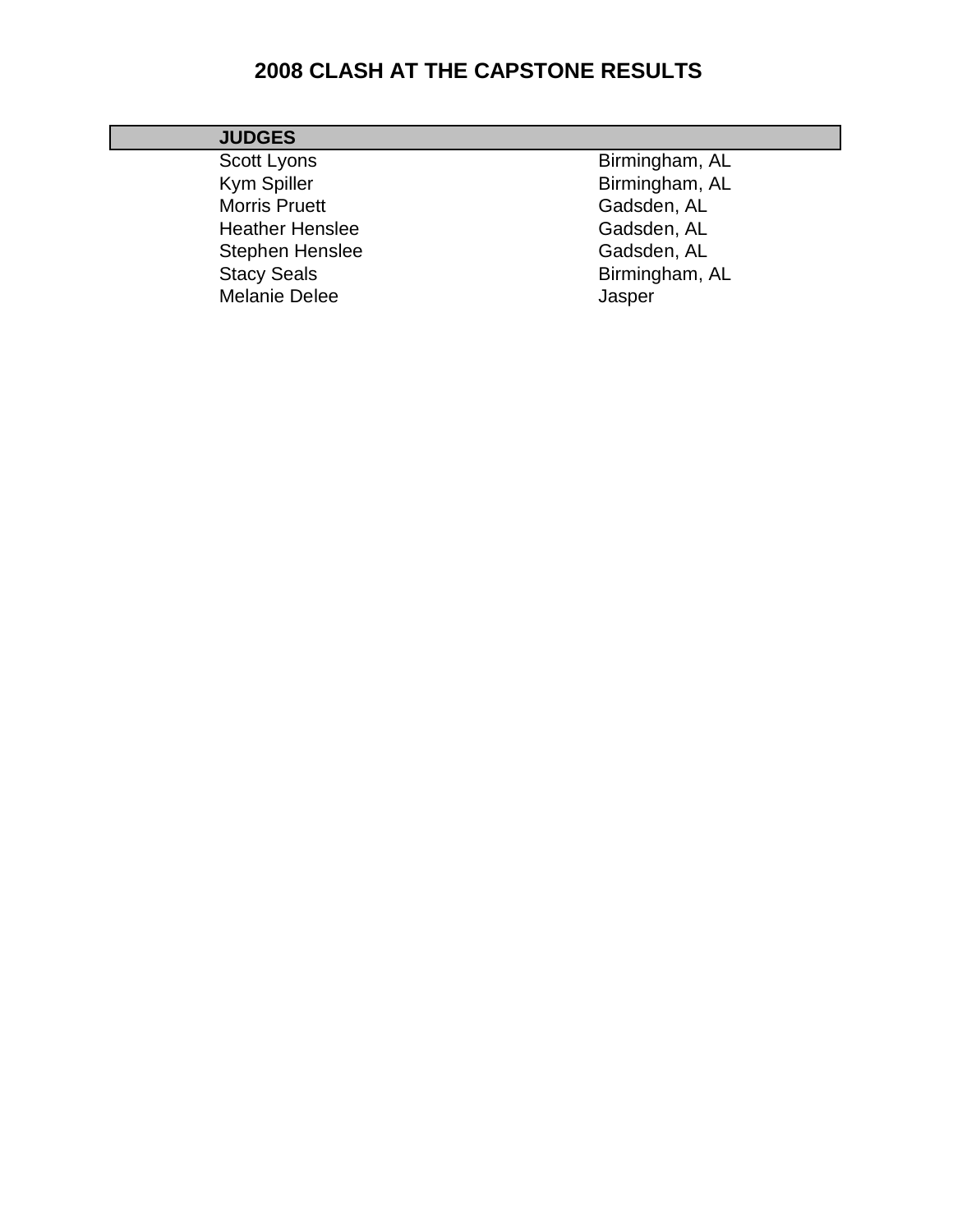# 2008 CLASH AT THE CAPSTONE RESULTS

| JUDGES | |
|---|---|
| Scott Lyons | Birmingham, AL |
| Kym Spiller | Birmingham, AL |
| Morris Pruett | Gadsden, AL |
| Heather Henslee | Gadsden, AL |
| Stephen Henslee | Gadsden, AL |
| Stacy Seals | Birmingham, AL |
| Melanie Delee | Jasper |